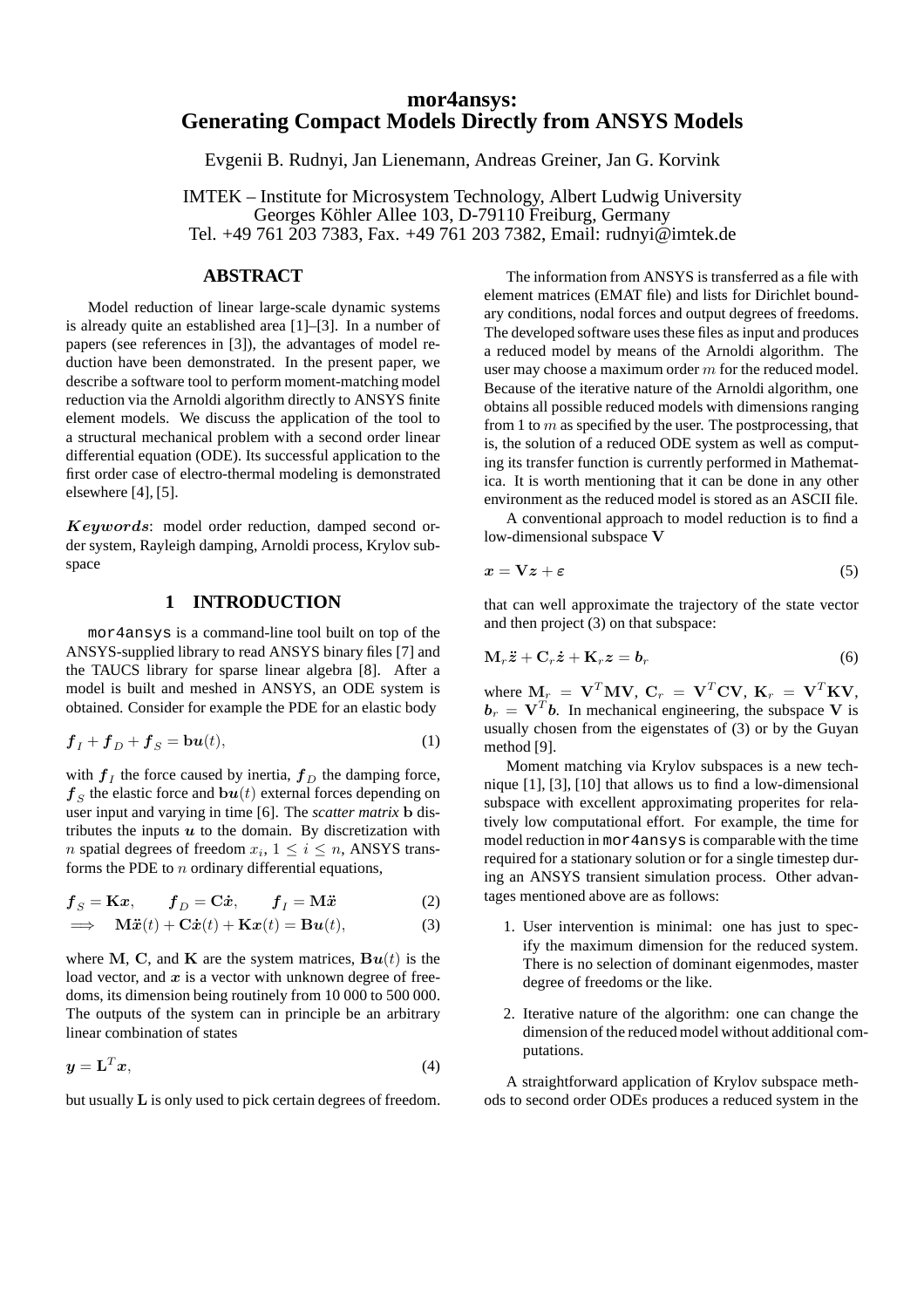# mor4ansys: Generating Compact Models Directly from ANSYS Models

Evgenii B. Rudnyi, Jan Lienemann, Andreas Greiner, Jan G. Korvink

IMTEK – Institute for Microsystem Technology, Albert Ludwig University
Georges Köhler Allee 103, D-79110 Freiburg, Germany
Tel. +49 761 203 7383, Fax. +49 761 203 7382, Email: rudnyi@imtek.de

## ABSTRACT

Model reduction of linear large-scale dynamic systems is already quite an established area [1]–[3]. In a number of papers (see references in [3]), the advantages of model reduction have been demonstrated. In the present paper, we describe a software tool to perform moment-matching model reduction via the Arnoldi algorithm directly to ANSYS finite element models. We discuss the application of the tool to a structural mechanical problem with a second order linear differential equation (ODE). Its successful application to the first order case of electro-thermal modeling is demonstrated elsewhere [4], [5].

***Keywords***: model order reduction, damped second order system, Rayleigh damping, Arnoldi process, Krylov subspace

## 1 INTRODUCTION

`mor4ansys` is a command-line tool built on top of the ANSYS-supplied library to read ANSYS binary files [7] and the TAUCS library for sparse linear algebra [8]. After a model is built and meshed in ANSYS, an ODE system is obtained. Consider for example the PDE for an elastic body

$$\boldsymbol{f}_I + \boldsymbol{f}_D + \boldsymbol{f}_S = \mathbf{b}\boldsymbol{u}(t), \tag{1}$$

with $\boldsymbol{f}_I$ the force caused by inertia, $\boldsymbol{f}_D$ the damping force, $\boldsymbol{f}_S$ the elastic force and $\mathbf{b}\boldsymbol{u}(t)$ external forces depending on user input and varying in time [6]. The *scatter matrix* $\mathbf{b}$ distributes the inputs $\boldsymbol{u}$ to the domain. By discretization with $n$ spatial degrees of freedom $x_i$, $1 \leq i \leq n$, ANSYS transforms the PDE to $n$ ordinary differential equations,

$$\boldsymbol{f}_S = \mathbf{K}\boldsymbol{x}, \qquad \boldsymbol{f}_D = \mathbf{C}\dot{\boldsymbol{x}}, \qquad \boldsymbol{f}_I = \mathbf{M}\ddot{\boldsymbol{x}} \tag{2}$$

$$\implies \quad \mathbf{M}\ddot{\boldsymbol{x}}(t) + \mathbf{C}\dot{\boldsymbol{x}}(t) + \mathbf{K}\boldsymbol{x}(t) = \mathbf{B}\boldsymbol{u}(t), \tag{3}$$

where $\mathbf{M}$, $\mathbf{C}$, and $\mathbf{K}$ are the system matrices, $\mathbf{B}\boldsymbol{u}(t)$ is the load vector, and $\boldsymbol{x}$ is a vector with unknown degree of freedoms, its dimension being routinely from 10 000 to 500 000. The outputs of the system can in principle be an arbitrary linear combination of states

$$\boldsymbol{y} = \mathbf{L}^T\boldsymbol{x}, \tag{4}$$

but usually $\mathbf{L}$ is only used to pick certain degrees of freedom.

The information from ANSYS is transferred as a file with element matrices (EMAT file) and lists for Dirichlet boundary conditions, nodal forces and output degrees of freedoms. The developed software uses these files as input and produces a reduced model by means of the Arnoldi algorithm. The user may choose a maximum order $m$ for the reduced model. Because of the iterative nature of the Arnoldi algorithm, one obtains all possible reduced models with dimensions ranging from 1 to $m$ as specified by the user. The postprocessing, that is, the solution of a reduced ODE system as well as computing its transfer function is currently performed in Mathematica. It is worth mentioning that it can be done in any other environment as the reduced model is stored as an ASCII file.

A conventional approach to model reduction is to find a low-dimensional subspace $\mathbf{V}$

$$\boldsymbol{x} = \mathbf{V}\boldsymbol{z} + \boldsymbol{\varepsilon} \tag{5}$$

that can well approximate the trajectory of the state vector and then project (3) on that subspace:

$$\mathbf{M}_r\ddot{\boldsymbol{z}} + \mathbf{C}_r\dot{\boldsymbol{z}} + \mathbf{K}_r\boldsymbol{z} = \boldsymbol{b}_r \tag{6}$$

where $\mathbf{M}_r = \mathbf{V}^T\mathbf{M}\mathbf{V}$, $\mathbf{C}_r = \mathbf{V}^T\mathbf{C}\mathbf{V}$, $\mathbf{K}_r = \mathbf{V}^T\mathbf{K}\mathbf{V}$, $\boldsymbol{b}_r = \mathbf{V}^T\boldsymbol{b}$. In mechanical engineering, the subspace $\mathbf{V}$ is usually chosen from the eigenstates of (3) or by the Guyan method [9].

Moment matching via Krylov subspaces is a new technique [1], [3], [10] that allows us to find a low-dimensional subspace with excellent approximating properites for relatively low computational effort. For example, the time for model reduction in `mor4ansys` is comparable with the time required for a stationary solution or for a single timestep during an ANSYS transient simulation process. Other advantages mentioned above are as follows:

1. User intervention is minimal: one has just to specify the maximum dimension for the reduced system. There is no selection of dominant eigenmodes, master degree of freedoms or the like.
2. Iterative nature of the algorithm: one can change the dimension of the reduced model without additional computations.

A straightforward application of Krylov subspace methods to second order ODEs produces a reduced system in the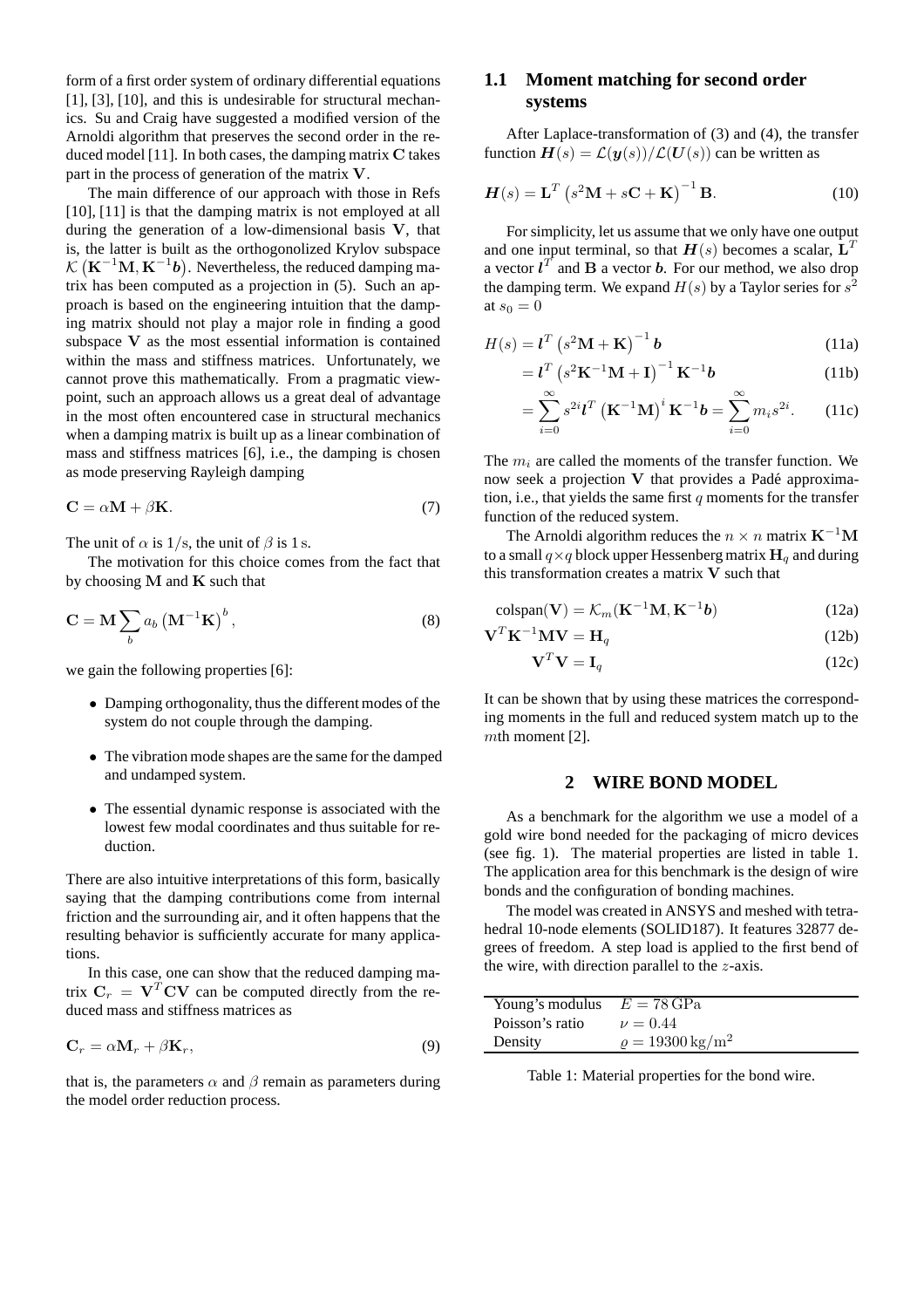form of a first order system of ordinary differential equations [1], [3], [10], and this is undesirable for structural mechanics. Su and Craig have suggested a modified version of the Arnoldi algorithm that preserves the second order in the reduced model [11]. In both cases, the damping matrix $\mathbf{C}$ takes part in the process of generation of the matrix $\mathbf{V}$.

The main difference of our approach with those in Refs [10], [11] is that the damping matrix is not employed at all during the generation of a low-dimensional basis $\mathbf{V}$, that is, the latter is built as the orthogonolized Krylov subspace $\mathcal{K}\left(\mathbf{K}^{-1}\mathbf{M}, \mathbf{K}^{-1}\boldsymbol{b}\right)$. Nevertheless, the reduced damping matrix has been computed as a projection in (5). Such an approach is based on the engineering intuition that the damping matrix should not play a major role in finding a good subspace $\mathbf{V}$ as the most essential information is contained within the mass and stiffness matrices. Unfortunately, we cannot prove this mathematically. From a pragmatic viewpoint, such an approach allows us a great deal of advantage in the most often encountered case in structural mechanics when a damping matrix is built up as a linear combination of mass and stiffness matrices [6], i.e., the damping is chosen as mode preserving Rayleigh damping

$$\mathbf{C} = \alpha\mathbf{M} + \beta\mathbf{K}. \tag{7}$$

The unit of $\alpha$ is $1/\mathrm{s}$, the unit of $\beta$ is $1\,\mathrm{s}$.

The motivation for this choice comes from the fact that by choosing $\mathbf{M}$ and $\mathbf{K}$ such that

$$\mathbf{C} = \mathbf{M}\sum_b a_b \left(\mathbf{M}^{-1}\mathbf{K}\right)^b, \tag{8}$$

we gain the following properties [6]:

- Damping orthogonality, thus the different modes of the system do not couple through the damping.
- The vibration mode shapes are the same for the damped and undamped system.
- The essential dynamic response is associated with the lowest few modal coordinates and thus suitable for reduction.

There are also intuitive interpretations of this form, basically saying that the damping contributions come from internal friction and the surrounding air, and it often happens that the resulting behavior is sufficiently accurate for many applications.

In this case, one can show that the reduced damping matrix $\mathbf{C}_r = \mathbf{V}^T\mathbf{C}\mathbf{V}$ can be computed directly from the reduced mass and stiffness matrices as

$$\mathbf{C}_r = \alpha\mathbf{M}_r + \beta\mathbf{K}_r, \tag{9}$$

that is, the parameters $\alpha$ and $\beta$ remain as parameters during the model order reduction process.

## 1.1 Moment matching for second order systems

After Laplace-transformation of (3) and (4), the transfer function $\boldsymbol{H}(s) = \mathcal{L}(\boldsymbol{y}(s))/\mathcal{L}(\boldsymbol{U}(s))$ can be written as

$$\boldsymbol{H}(s) = \mathbf{L}^T\left(s^2\mathbf{M} + s\mathbf{C} + \mathbf{K}\right)^{-1}\mathbf{B}. \tag{10}$$

For simplicity, let us assume that we only have one output and one input terminal, so that $\boldsymbol{H}(s)$ becomes a scalar, $\mathbf{L}^T$ a vector $\boldsymbol{l}^T$ and $\mathbf{B}$ a vector $\boldsymbol{b}$. For our method, we also drop the damping term. We expand $H(s)$ by a Taylor series for $s^2$ at $s_0 = 0$

$$\begin{aligned} H(s) &= \boldsymbol{l}^T\left(s^2\mathbf{M} + \mathbf{K}\right)^{-1}\boldsymbol{b} && \text{(11a)}\\ &= \boldsymbol{l}^T\left(s^2\mathbf{K}^{-1}\mathbf{M} + \mathbf{I}\right)^{-1}\mathbf{K}^{-1}\boldsymbol{b} && \text{(11b)}\\ &= \sum_{i=0}^{\infty} s^{2i}\boldsymbol{l}^T\left(\mathbf{K}^{-1}\mathbf{M}\right)^i\mathbf{K}^{-1}\boldsymbol{b} = \sum_{i=0}^{\infty} m_i s^{2i}. && \text{(11c)} \end{aligned}$$

The $m_i$ are called the moments of the transfer function. We now seek a projection $\mathbf{V}$ that provides a Padé approximation, i.e., that yields the same first $q$ moments for the transfer function of the reduced system.

The Arnoldi algorithm reduces the $n \times n$ matrix $\mathbf{K}^{-1}\mathbf{M}$ to a small $q\times q$ block upper Hessenberg matrix $\mathbf{H}_q$ and during this transformation creates a matrix $\mathbf{V}$ such that

$$\begin{aligned} \mathrm{colspan}(\mathbf{V}) &= \mathcal{K}_m(\mathbf{K}^{-1}\mathbf{M}, \mathbf{K}^{-1}\boldsymbol{b}) && \text{(12a)}\\ \mathbf{V}^T\mathbf{K}^{-1}\mathbf{M}\mathbf{V} &= \mathbf{H}_q && \text{(12b)}\\ \mathbf{V}^T\mathbf{V} &= \mathbf{I}_q && \text{(12c)} \end{aligned}$$

It can be shown that by using these matrices the corresponding moments in the full and reduced system match up to the $m$th moment [2].

# 2 WIRE BOND MODEL

As a benchmark for the algorithm we use a model of a gold wire bond needed for the packaging of micro devices (see fig. 1). The material properties are listed in table 1. The application area for this benchmark is the design of wire bonds and the configuration of bonding machines.

The model was created in ANSYS and meshed with tetrahedral 10-node elements (SOLID187). It features 32877 degrees of freedom. A step load is applied to the first bend of the wire, with direction parallel to the $z$-axis.

| Young's modulus | $E = 78\,\mathrm{GPa}$ |
|---|---|
| Poisson's ratio | $\nu = 0.44$ |
| Density | $\varrho = 19300\,\mathrm{kg/m^2}$ |

Table 1: Material properties for the bond wire.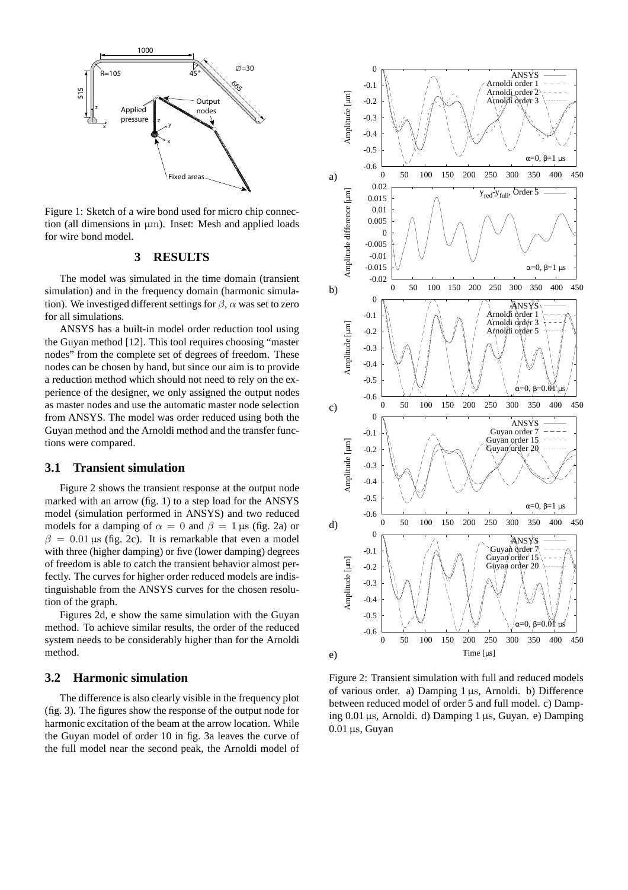Figure 1: Sketch of a wire bond used for micro chip connection (all dimensions in μm). Inset: Mesh and applied loads for wire bond model.

## 3 RESULTS

The model was simulated in the time domain (transient simulation) and in the frequency domain (harmonic simulation). We investigated different settings for $\beta$, $\alpha$ was set to zero for all simulations.

ANSYS has a built-in model order reduction tool using the Guyan method [12]. This tool requires choosing "master nodes" from the complete set of degrees of freedom. These nodes can be chosen by hand, but since our aim is to provide a reduction method which should not need to rely on the experience of the designer, we only assigned the output nodes as master nodes and use the automatic master node selection from ANSYS. The model was order reduced using both the Guyan method and the Arnoldi method and the transfer functions were compared.

### 3.1 Transient simulation

Figure 2 shows the transient response at the output node marked with an arrow (fig. 1) to a step load for the ANSYS model (simulation performed in ANSYS) and two reduced models for a damping of $\alpha = 0$ and $\beta = 1$ μs (fig. 2a) or $\beta = 0.01$ μs (fig. 2c). It is remarkable that even a model with three (higher damping) or five (lower damping) degrees of freedom is able to catch the transient behavior almost perfectly. The curves for higher order reduced models are indistinguishable from the ANSYS curves for the chosen resolution of the graph.

Figures 2d, e show the same simulation with the Guyan method. To achieve similar results, the order of the reduced system needs to be considerably higher than for the Arnoldi method.

### 3.2 Harmonic simulation

The difference is also clearly visible in the frequency plot (fig. 3). The figures show the response of the output node for harmonic excitation of the beam at the arrow location. While the Guyan model of order 10 in fig. 3a leaves the curve of the full model near the second peak, the Arnoldi model of

Figure 2: Transient simulation with full and reduced models of various order. a) Damping 1 μs, Arnoldi. b) Difference between reduced model of order 5 and full model. c) Damping 0.01 μs, Arnoldi. d) Damping 1 μs, Guyan. e) Damping 0.01 μs, Guyan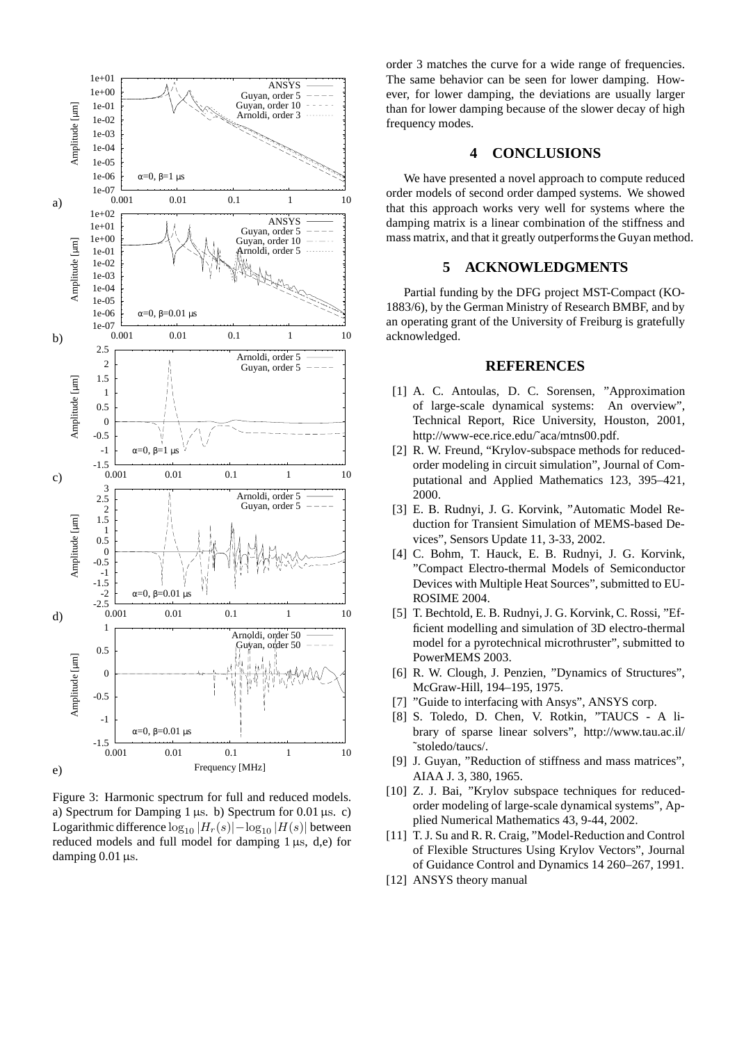a)

1e+01
1e+00
1e-01
1e-02
1e-03
1e-04
1e-05
1e-06
1e-07

Amplitude [µm]

0.001 0.01 0.1 1 10

ANSYS
Guyan, order 5
Guyan, order 10
Arnoldi, order 3

α=0, β=1 µs

b)

1e+02
1e+01
1e+00
1e-01
1e-02
1e-03
1e-04
1e-05
1e-06
1e-07

Amplitude [µm]

0.001 0.01 0.1 1 10

ANSYS
Guyan, order 5
Guyan, order 10
Arnoldi, order 5

α=0, β=0.01 µs

c)

2.5
2
1.5
1
0.5
0
-0.5
-1
-1.5

Amplitude [µm]

0.001 0.01 0.1 1 10

Arnoldi, order 5
Guyan, order 5

α=0, β=1 µs

d)

3
2.5
2
1.5
1
0.5
0
-0.5
-1
-1.5
-2
-2.5

Amplitude [µm]

0.001 0.01 0.1 1 10

Arnoldi, order 5
Guyan, order 5

α=0, β=0.01 µs

e)

1
0.5
0
-0.5
-1
-1.5

Amplitude [µm]

0.001 0.01 0.1 1 10

Frequency [MHz]

Arnoldi, order 50
Guyan, order 50

α=0, β=0.01 µs

Figure 3: Harmonic spectrum for full and reduced models. a) Spectrum for Damping 1 µs. b) Spectrum for 0.01 µs. c) Logarithmic difference $\log_{10}|H_r(s)| - \log_{10}|H(s)|$ between reduced models and full model for damping 1 µs, d,e) for damping 0.01 µs.

order 3 matches the curve for a wide range of frequencies. The same behavior can be seen for lower damping. However, for lower damping, the deviations are usually larger than for lower damping because of the slower decay of high frequency modes.

## 4 CONCLUSIONS

We have presented a novel approach to compute reduced order models of second order damped systems. We showed that this approach works very well for systems where the damping matrix is a linear combination of the stiffness and mass matrix, and that it greatly outperforms the Guyan method.

## 5 ACKNOWLEDGMENTS

Partial funding by the DFG project MST-Compact (KO-1883/6), by the German Ministry of Research BMBF, and by an operating grant of the University of Freiburg is gratefully acknowledged.

## REFERENCES

[1] A. C. Antoulas, D. C. Sorensen, "Approximation of large-scale dynamical systems: An overview", Technical Report, Rice University, Houston, 2001, http://www-ece.rice.edu/˜aca/mtns00.pdf.

[2] R. W. Freund, "Krylov-subspace methods for reduced-order modeling in circuit simulation", Journal of Computational and Applied Mathematics 123, 395–421, 2000.

[3] E. B. Rudnyi, J. G. Korvink, "Automatic Model Reduction for Transient Simulation of MEMS-based Devices", Sensors Update 11, 3-33, 2002.

[4] C. Bohm, T. Hauck, E. B. Rudnyi, J. G. Korvink, "Compact Electro-thermal Models of Semiconductor Devices with Multiple Heat Sources", submitted to EU-ROSIME 2004.

[5] T. Bechtold, E. B. Rudnyi, J. G. Korvink, C. Rossi, "Efficient modelling and simulation of 3D electro-thermal model for a pyrotechnical microthruster", submitted to PowerMEMS 2003.

[6] R. W. Clough, J. Penzien, "Dynamics of Structures", McGraw-Hill, 194–195, 1975.

[7] "Guide to interfacing with Ansys", ANSYS corp.

[8] S. Toledo, D. Chen, V. Rotkin, "TAUCS - A library of sparse linear solvers", http://www.tau.ac.il/˜stoledo/taucs/.

[9] J. Guyan, "Reduction of stiffness and mass matrices", AIAA J. 3, 380, 1965.

[10] Z. J. Bai, "Krylov subspace techniques for reduced-order modeling of large-scale dynamical systems", Applied Numerical Mathematics 43, 9-44, 2002.

[11] T. J. Su and R. R. Craig, "Model-Reduction and Control of Flexible Structures Using Krylov Vectors", Journal of Guidance Control and Dynamics 14 260–267, 1991.

[12] ANSYS theory manual